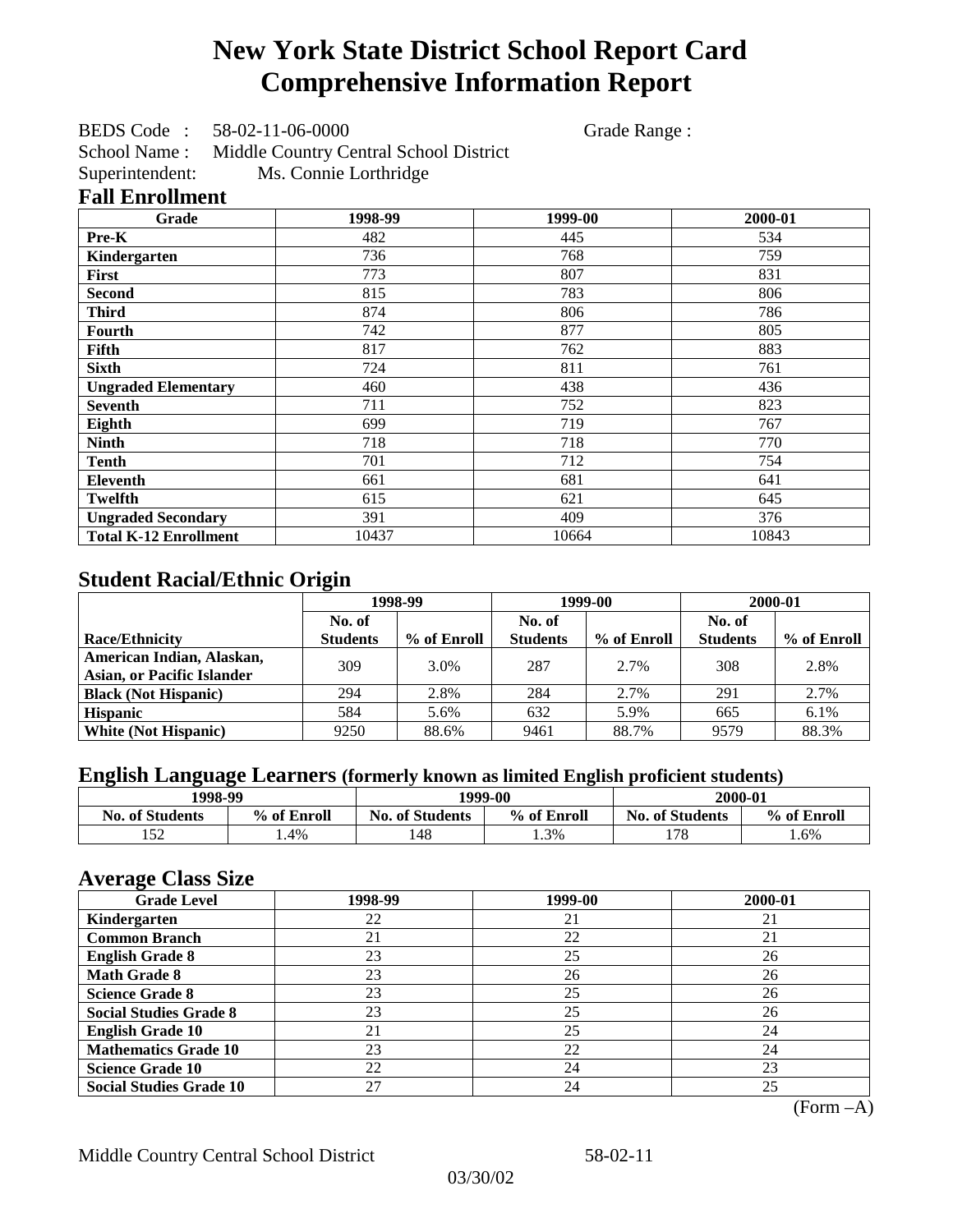# New York State District School Report Card
# Comprehensive Information Report

BEDS Code : 58-02-11-06-0000 Grade Range :

School Name : Middle Country Central School District

Superintendent: Ms. Connie Lorthridge

## Fall Enrollment

| Grade | 1998-99 | 1999-00 | 2000-01 |
|---|---|---|---|
| Pre-K | 482 | 445 | 534 |
| Kindergarten | 736 | 768 | 759 |
| First | 773 | 807 | 831 |
| Second | 815 | 783 | 806 |
| Third | 874 | 806 | 786 |
| Fourth | 742 | 877 | 805 |
| Fifth | 817 | 762 | 883 |
| Sixth | 724 | 811 | 761 |
| Ungraded Elementary | 460 | 438 | 436 |
| Seventh | 711 | 752 | 823 |
| Eighth | 699 | 719 | 767 |
| Ninth | 718 | 718 | 770 |
| Tenth | 701 | 712 | 754 |
| Eleventh | 661 | 681 | 641 |
| Twelfth | 615 | 621 | 645 |
| Ungraded Secondary | 391 | 409 | 376 |
| Total K-12 Enrollment | 10437 | 10664 | 10843 |

## Student Racial/Ethnic Origin

| | 1998-99 | | 1999-00 | | 2000-01 | |
|---|---|---|---|---|---|---|
| Race/Ethnicity | No. of Students | % of Enroll | No. of Students | % of Enroll | No. of Students | % of Enroll |
| American Indian, Alaskan, Asian, or Pacific Islander | 309 | 3.0% | 287 | 2.7% | 308 | 2.8% |
| Black (Not Hispanic) | 294 | 2.8% | 284 | 2.7% | 291 | 2.7% |
| Hispanic | 584 | 5.6% | 632 | 5.9% | 665 | 6.1% |
| White (Not Hispanic) | 9250 | 88.6% | 9461 | 88.7% | 9579 | 88.3% |

## English Language Learners (formerly known as limited English proficient students)

| 1998-99 | | 1999-00 | | 2000-01 | |
|---|---|---|---|---|---|
| No. of Students | % of Enroll | No. of Students | % of Enroll | No. of Students | % of Enroll |
| 152 | 1.4% | 148 | 1.3% | 178 | 1.6% |

## Average Class Size

| Grade Level | 1998-99 | 1999-00 | 2000-01 |
|---|---|---|---|
| Kindergarten | 22 | 21 | 21 |
| Common Branch | 21 | 22 | 21 |
| English Grade 8 | 23 | 25 | 26 |
| Math Grade 8 | 23 | 26 | 26 |
| Science Grade 8 | 23 | 25 | 26 |
| Social Studies Grade 8 | 23 | 25 | 26 |
| English Grade 10 | 21 | 25 | 24 |
| Mathematics Grade 10 | 23 | 22 | 24 |
| Science Grade 10 | 22 | 24 | 23 |
| Social Studies Grade 10 | 27 | 24 | 25 |

(Form –A)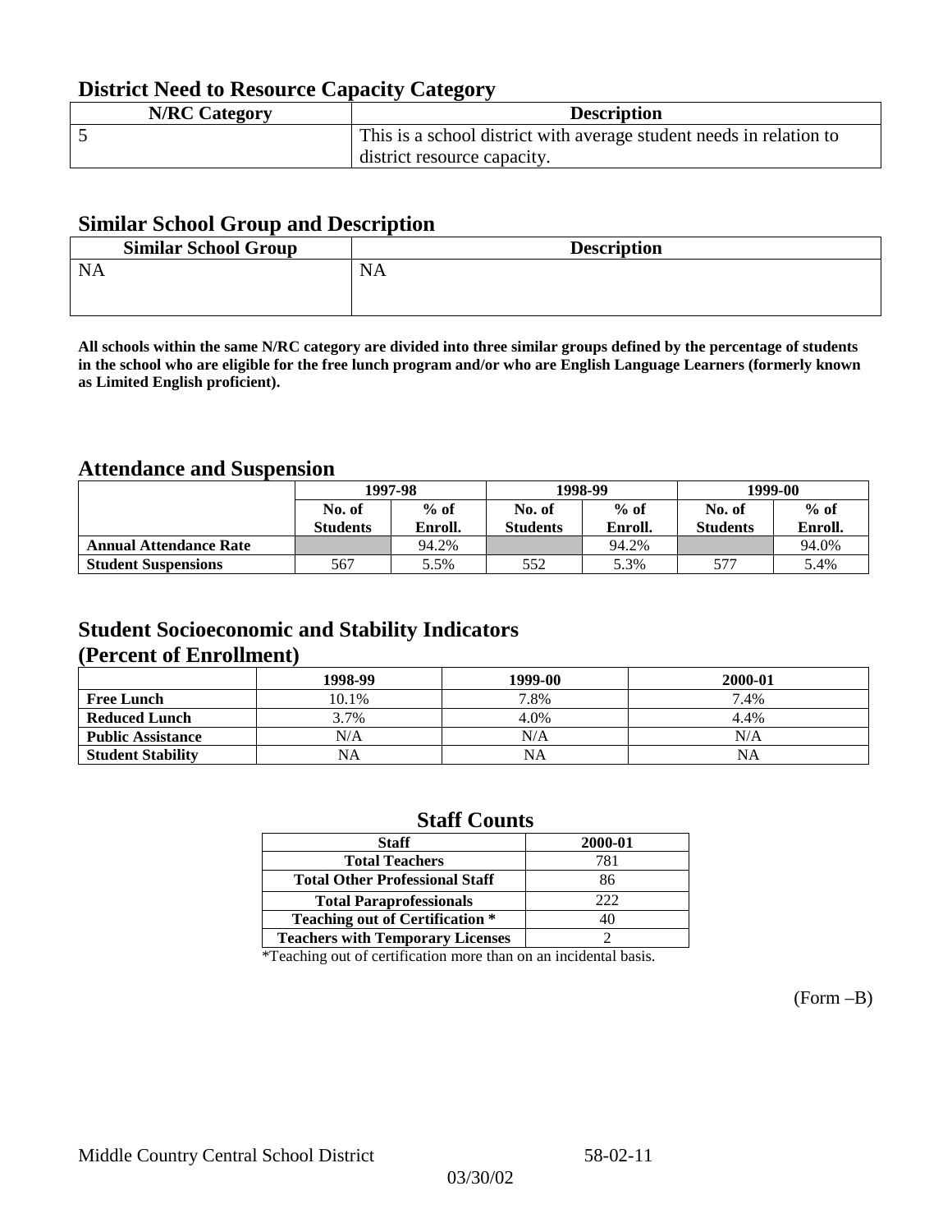## District Need to Resource Capacity Category

| N/RC Category | Description |
|---|---|
| 5 | This is a school district with average student needs in relation to district resource capacity. |

## Similar School Group and Description

| Similar School Group | Description |
|---|---|
| NA | NA |

**All schools within the same N/RC category are divided into three similar groups defined by the percentage of students in the school who are eligible for the free lunch program and/or who are English Language Learners (formerly known as Limited English proficient).**

## Attendance and Suspension

| | 1997-98 | | 1998-99 | | 1999-00 | |
|---|---|---|---|---|---|---|
| | No. of Students | % of Enroll. | No. of Students | % of Enroll. | No. of Students | % of Enroll. |
| **Annual Attendance Rate** | | 94.2% | | 94.2% | | 94.0% |
| **Student Suspensions** | 567 | 5.5% | 552 | 5.3% | 577 | 5.4% |

## Student Socioeconomic and Stability Indicators (Percent of Enrollment)

| | 1998-99 | 1999-00 | 2000-01 |
|---|---|---|---|
| **Free Lunch** | 10.1% | 7.8% | 7.4% |
| **Reduced Lunch** | 3.7% | 4.0% | 4.4% |
| **Public Assistance** | N/A | N/A | N/A |
| **Student Stability** | NA | NA | NA |

## Staff Counts

| Staff | 2000-01 |
|---|---|
| Total Teachers | 781 |
| Total Other Professional Staff | 86 |
| Total Paraprofessionals | 222 |
| Teaching out of Certification * | 40 |
| Teachers with Temporary Licenses | 2 |

*Teaching out of certification more than on an incidental basis.

(Form –B)

Middle Country Central School District 58-02-11

03/30/02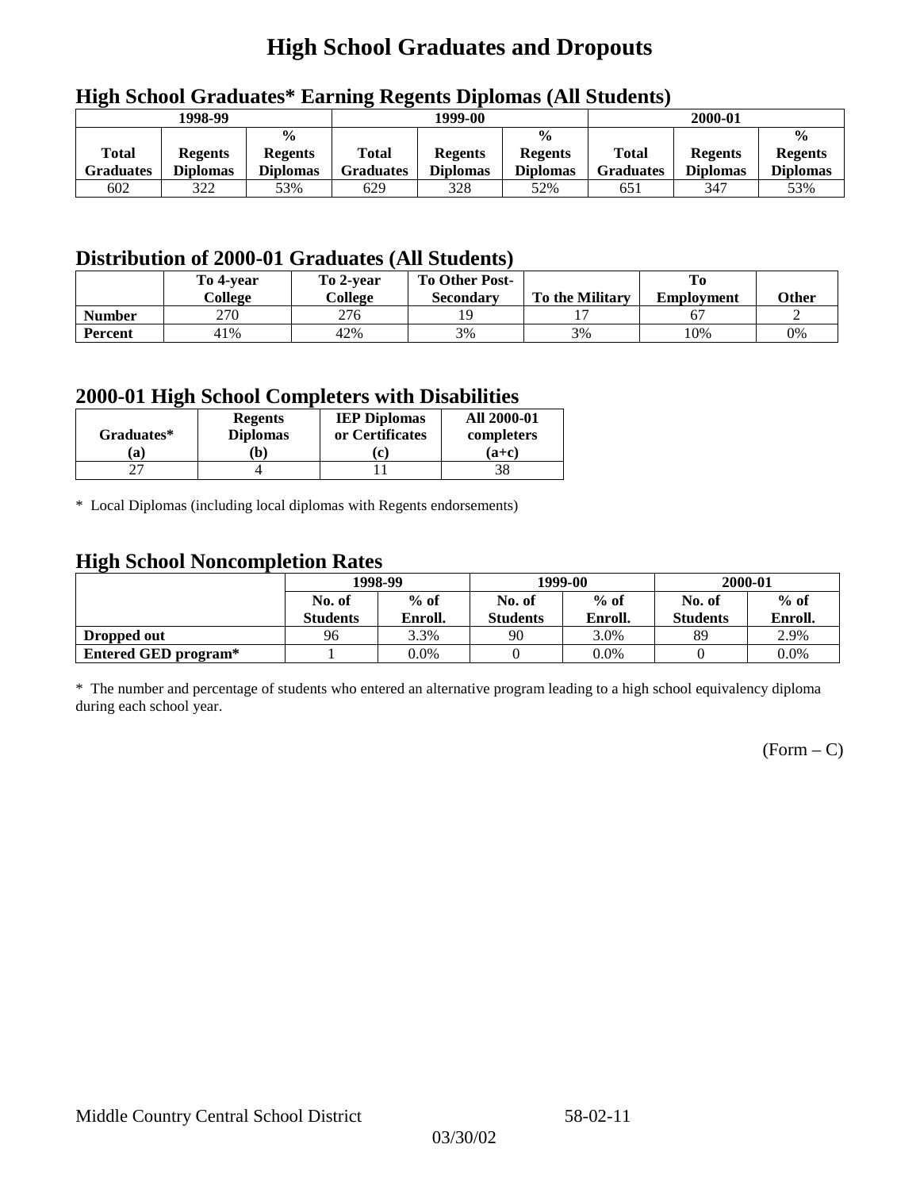# High School Graduates and Dropouts

## High School Graduates* Earning Regents Diplomas (All Students)

| 1998-99 | | | 1999-00 | | | 2000-01 | | |
|---|---|---|---|---|---|---|---|---|
| Total Graduates | Regents Diplomas | % Regents Diplomas | Total Graduates | Regents Diplomas | % Regents Diplomas | Total Graduates | Regents Diplomas | % Regents Diplomas |
| 602 | 322 | 53% | 629 | 328 | 52% | 651 | 347 | 53% |

## Distribution of 2000-01 Graduates (All Students)

| | To 4-year College | To 2-year College | To Other Post-Secondary | To the Military | To Employment | Other |
|---|---|---|---|---|---|---|
| **Number** | 270 | 276 | 19 | 17 | 67 | 2 |
| **Percent** | 41% | 42% | 3% | 3% | 10% | 0% |

## 2000-01 High School Completers with Disabilities

| Graduates* (a) | Regents Diplomas (b) | IEP Diplomas or Certificates (c) | All 2000-01 completers (a+c) |
|---|---|---|---|
| 27 | 4 | 11 | 38 |

* Local Diplomas (including local diplomas with Regents endorsements)

## High School Noncompletion Rates

| | 1998-99 | | 1999-00 | | 2000-01 | |
|---|---|---|---|---|---|---|
| | No. of Students | % of Enroll. | No. of Students | % of Enroll. | No. of Students | % of Enroll. |
| **Dropped out** | 96 | 3.3% | 90 | 3.0% | 89 | 2.9% |
| **Entered GED program*** | 1 | 0.0% | 0 | 0.0% | 0 | 0.0% |

* The number and percentage of students who entered an alternative program leading to a high school equivalency diploma during each school year.

(Form – C)

Middle Country Central School District 58-02-11

03/30/02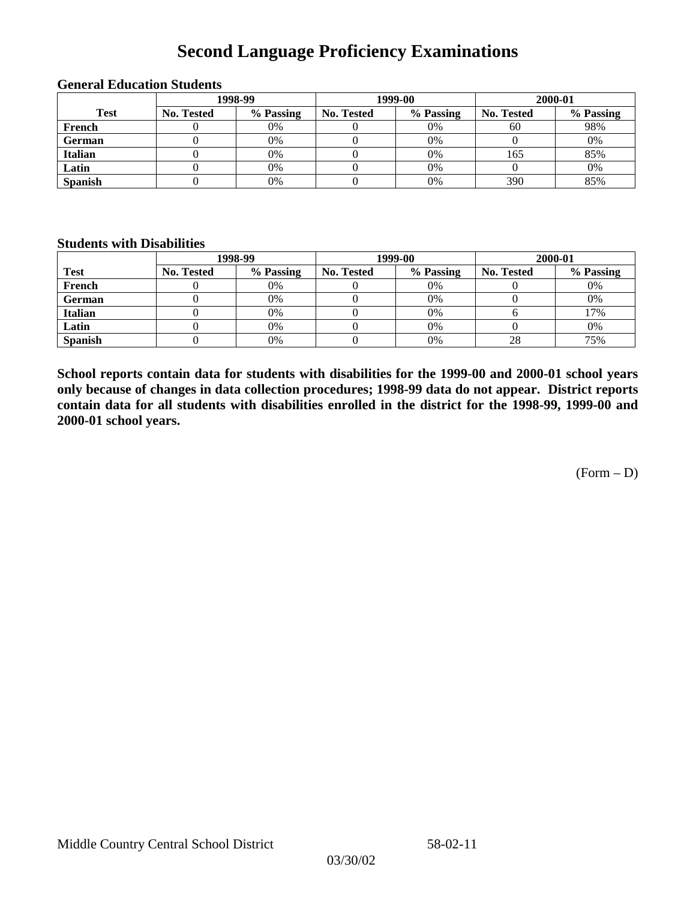# Second Language Proficiency Examinations

### General Education Students

| Test | 1998-99 | | 1999-00 | | 2000-01 | |
|---|---|---|---|---|---|---|
| | No. Tested | % Passing | No. Tested | % Passing | No. Tested | % Passing |
| French | 0 | 0% | 0 | 0% | 60 | 98% |
| German | 0 | 0% | 0 | 0% | 0 | 0% |
| Italian | 0 | 0% | 0 | 0% | 165 | 85% |
| Latin | 0 | 0% | 0 | 0% | 0 | 0% |
| Spanish | 0 | 0% | 0 | 0% | 390 | 85% |

### Students with Disabilities

| Test | 1998-99 | | 1999-00 | | 2000-01 | |
|---|---|---|---|---|---|---|
| | No. Tested | % Passing | No. Tested | % Passing | No. Tested | % Passing |
| French | 0 | 0% | 0 | 0% | 0 | 0% |
| German | 0 | 0% | 0 | 0% | 0 | 0% |
| Italian | 0 | 0% | 0 | 0% | 6 | 17% |
| Latin | 0 | 0% | 0 | 0% | 0 | 0% |
| Spanish | 0 | 0% | 0 | 0% | 28 | 75% |

**School reports contain data for students with disabilities for the 1999-00 and 2000-01 school years only because of changes in data collection procedures; 1998-99 data do not appear. District reports contain data for all students with disabilities enrolled in the district for the 1998-99, 1999-00 and 2000-01 school years.**

(Form – D)

Middle Country Central School District 58-02-11

03/30/02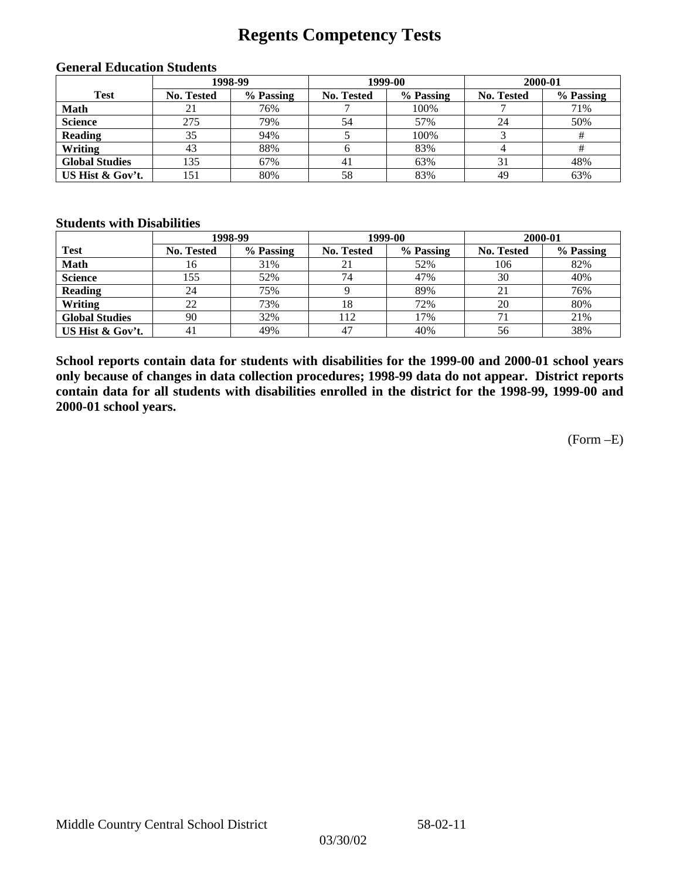# Regents Competency Tests

### General Education Students

| Test | 1998-99 | | 1999-00 | | 2000-01 | |
|---|---|---|---|---|---|---|
| | No. Tested | % Passing | No. Tested | % Passing | No. Tested | % Passing |
| Math | 21 | 76% | 7 | 100% | 7 | 71% |
| Science | 275 | 79% | 54 | 57% | 24 | 50% |
| Reading | 35 | 94% | 5 | 100% | 3 | # |
| Writing | 43 | 88% | 6 | 83% | 4 | # |
| Global Studies | 135 | 67% | 41 | 63% | 31 | 48% |
| US Hist & Gov't. | 151 | 80% | 58 | 83% | 49 | 63% |

### Students with Disabilities

| Test | 1998-99 | | 1999-00 | | 2000-01 | |
|---|---|---|---|---|---|---|
| | No. Tested | % Passing | No. Tested | % Passing | No. Tested | % Passing |
| Math | 16 | 31% | 21 | 52% | 106 | 82% |
| Science | 155 | 52% | 74 | 47% | 30 | 40% |
| Reading | 24 | 75% | 9 | 89% | 21 | 76% |
| Writing | 22 | 73% | 18 | 72% | 20 | 80% |
| Global Studies | 90 | 32% | 112 | 17% | 71 | 21% |
| US Hist & Gov't. | 41 | 49% | 47 | 40% | 56 | 38% |

**School reports contain data for students with disabilities for the 1999-00 and 2000-01 school years only because of changes in data collection procedures; 1998-99 data do not appear. District reports contain data for all students with disabilities enrolled in the district for the 1998-99, 1999-00 and 2000-01 school years.**

(Form –E)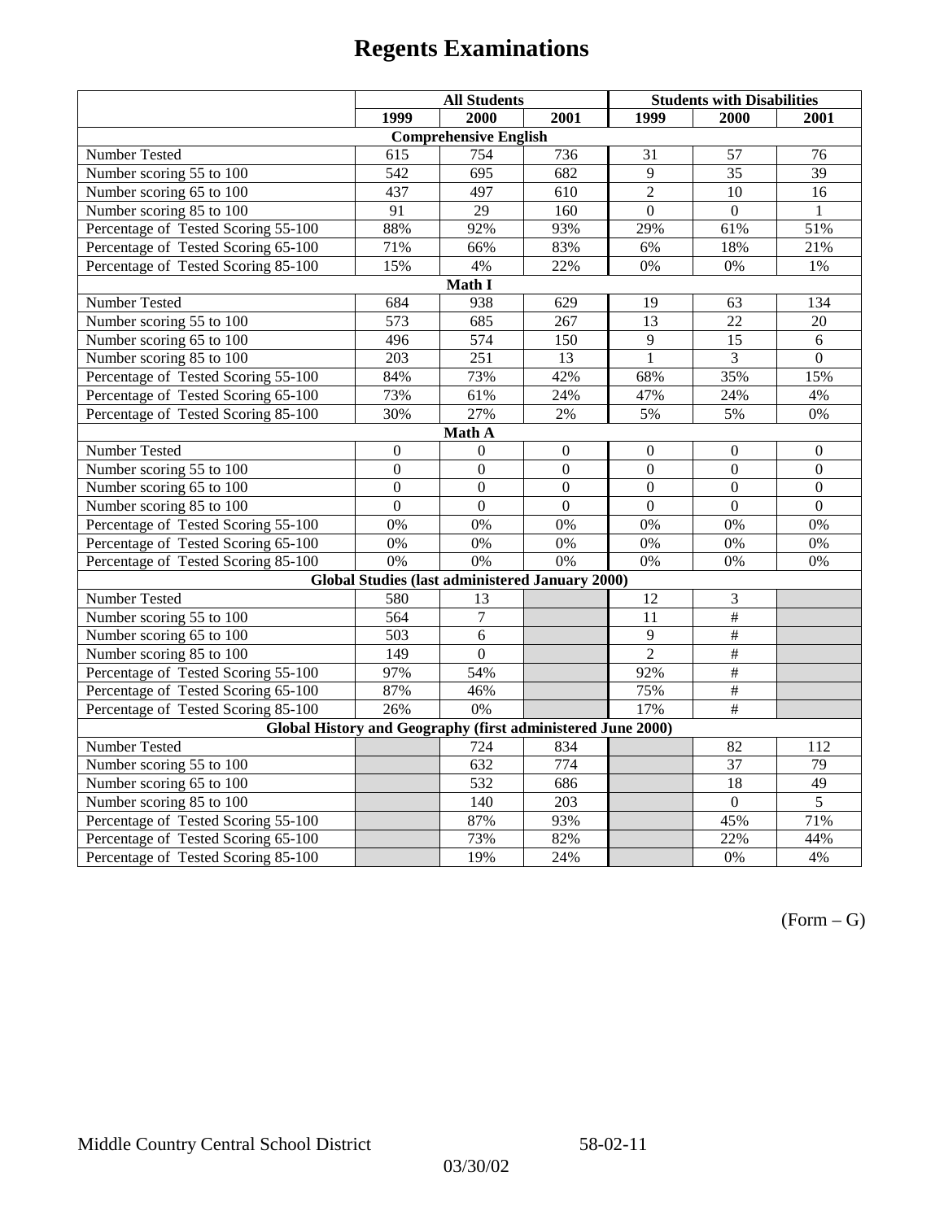# Regents Examinations

| | All Students | | | Students with Disabilities | | |
|---|---|---|---|---|---|---|
| | 1999 | 2000 | 2001 | 1999 | 2000 | 2001 |
| **Comprehensive English** | | | | | | |
| Number Tested | 615 | 754 | 736 | 31 | 57 | 76 |
| Number scoring 55 to 100 | 542 | 695 | 682 | 9 | 35 | 39 |
| Number scoring 65 to 100 | 437 | 497 | 610 | 2 | 10 | 16 |
| Number scoring 85 to 100 | 91 | 29 | 160 | 0 | 0 | 1 |
| Percentage of Tested Scoring 55-100 | 88% | 92% | 93% | 29% | 61% | 51% |
| Percentage of Tested Scoring 65-100 | 71% | 66% | 83% | 6% | 18% | 21% |
| Percentage of Tested Scoring 85-100 | 15% | 4% | 22% | 0% | 0% | 1% |
| **Math I** | | | | | | |
| Number Tested | 684 | 938 | 629 | 19 | 63 | 134 |
| Number scoring 55 to 100 | 573 | 685 | 267 | 13 | 22 | 20 |
| Number scoring 65 to 100 | 496 | 574 | 150 | 9 | 15 | 6 |
| Number scoring 85 to 100 | 203 | 251 | 13 | 1 | 3 | 0 |
| Percentage of Tested Scoring 55-100 | 84% | 73% | 42% | 68% | 35% | 15% |
| Percentage of Tested Scoring 65-100 | 73% | 61% | 24% | 47% | 24% | 4% |
| Percentage of Tested Scoring 85-100 | 30% | 27% | 2% | 5% | 5% | 0% |
| **Math A** | | | | | | |
| Number Tested | 0 | 0 | 0 | 0 | 0 | 0 |
| Number scoring 55 to 100 | 0 | 0 | 0 | 0 | 0 | 0 |
| Number scoring 65 to 100 | 0 | 0 | 0 | 0 | 0 | 0 |
| Number scoring 85 to 100 | 0 | 0 | 0 | 0 | 0 | 0 |
| Percentage of Tested Scoring 55-100 | 0% | 0% | 0% | 0% | 0% | 0% |
| Percentage of Tested Scoring 65-100 | 0% | 0% | 0% | 0% | 0% | 0% |
| Percentage of Tested Scoring 85-100 | 0% | 0% | 0% | 0% | 0% | 0% |
| **Global Studies (last administered January 2000)** | | | | | | |
| Number Tested | 580 | 13 | | 12 | 3 | |
| Number scoring 55 to 100 | 564 | 7 | | 11 | # | |
| Number scoring 65 to 100 | 503 | 6 | | 9 | # | |
| Number scoring 85 to 100 | 149 | 0 | | 2 | # | |
| Percentage of Tested Scoring 55-100 | 97% | 54% | | 92% | # | |
| Percentage of Tested Scoring 65-100 | 87% | 46% | | 75% | # | |
| Percentage of Tested Scoring 85-100 | 26% | 0% | | 17% | # | |
| **Global History and Geography (first administered June 2000)** | | | | | | |
| Number Tested | | 724 | 834 | | 82 | 112 |
| Number scoring 55 to 100 | | 632 | 774 | | 37 | 79 |
| Number scoring 65 to 100 | | 532 | 686 | | 18 | 49 |
| Number scoring 85 to 100 | | 140 | 203 | | 0 | 5 |
| Percentage of Tested Scoring 55-100 | | 87% | 93% | | 45% | 71% |
| Percentage of Tested Scoring 65-100 | | 73% | 82% | | 22% | 44% |
| Percentage of Tested Scoring 85-100 | | 19% | 24% | | 0% | 4% |

(Form – G)

Middle Country Central School District 58-02-11

03/30/02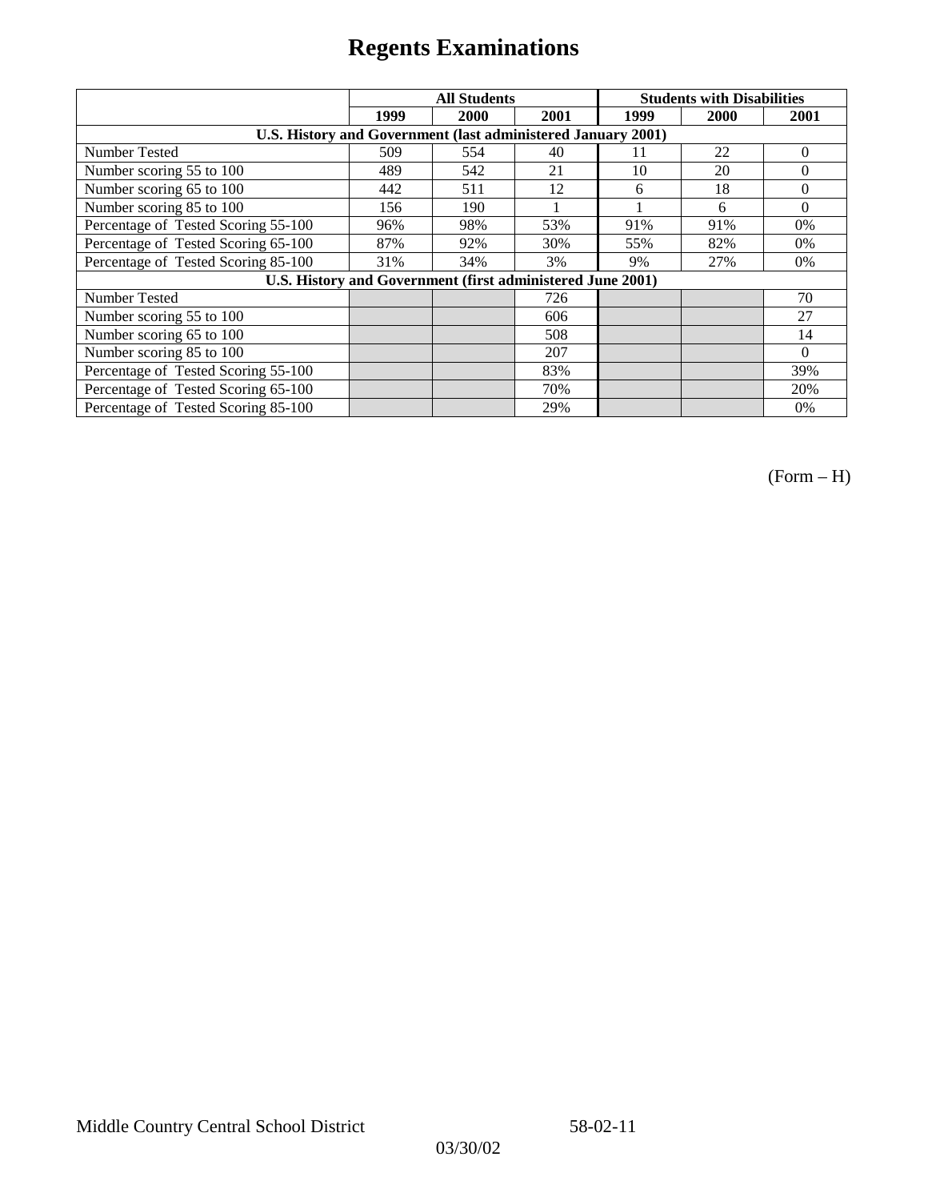# Regents Examinations

| | All Students | | | Students with Disabilities | | |
|---|---|---|---|---|---|---|
| | 1999 | 2000 | 2001 | 1999 | 2000 | 2001 |
| **U.S. History and Government (last administered January 2001)** | | | | | | |
| Number Tested | 509 | 554 | 40 | 11 | 22 | 0 |
| Number scoring 55 to 100 | 489 | 542 | 21 | 10 | 20 | 0 |
| Number scoring 65 to 100 | 442 | 511 | 12 | 6 | 18 | 0 |
| Number scoring 85 to 100 | 156 | 190 | 1 | 1 | 6 | 0 |
| Percentage of Tested Scoring 55-100 | 96% | 98% | 53% | 91% | 91% | 0% |
| Percentage of Tested Scoring 65-100 | 87% | 92% | 30% | 55% | 82% | 0% |
| Percentage of Tested Scoring 85-100 | 31% | 34% | 3% | 9% | 27% | 0% |
| **U.S. History and Government (first administered June 2001)** | | | | | | |
| Number Tested | | | 726 | | | 70 |
| Number scoring 55 to 100 | | | 606 | | | 27 |
| Number scoring 65 to 100 | | | 508 | | | 14 |
| Number scoring 85 to 100 | | | 207 | | | 0 |
| Percentage of Tested Scoring 55-100 | | | 83% | | | 39% |
| Percentage of Tested Scoring 65-100 | | | 70% | | | 20% |
| Percentage of Tested Scoring 85-100 | | | 29% | | | 0% |

(Form – H)

Middle Country Central School District 58-02-11

03/30/02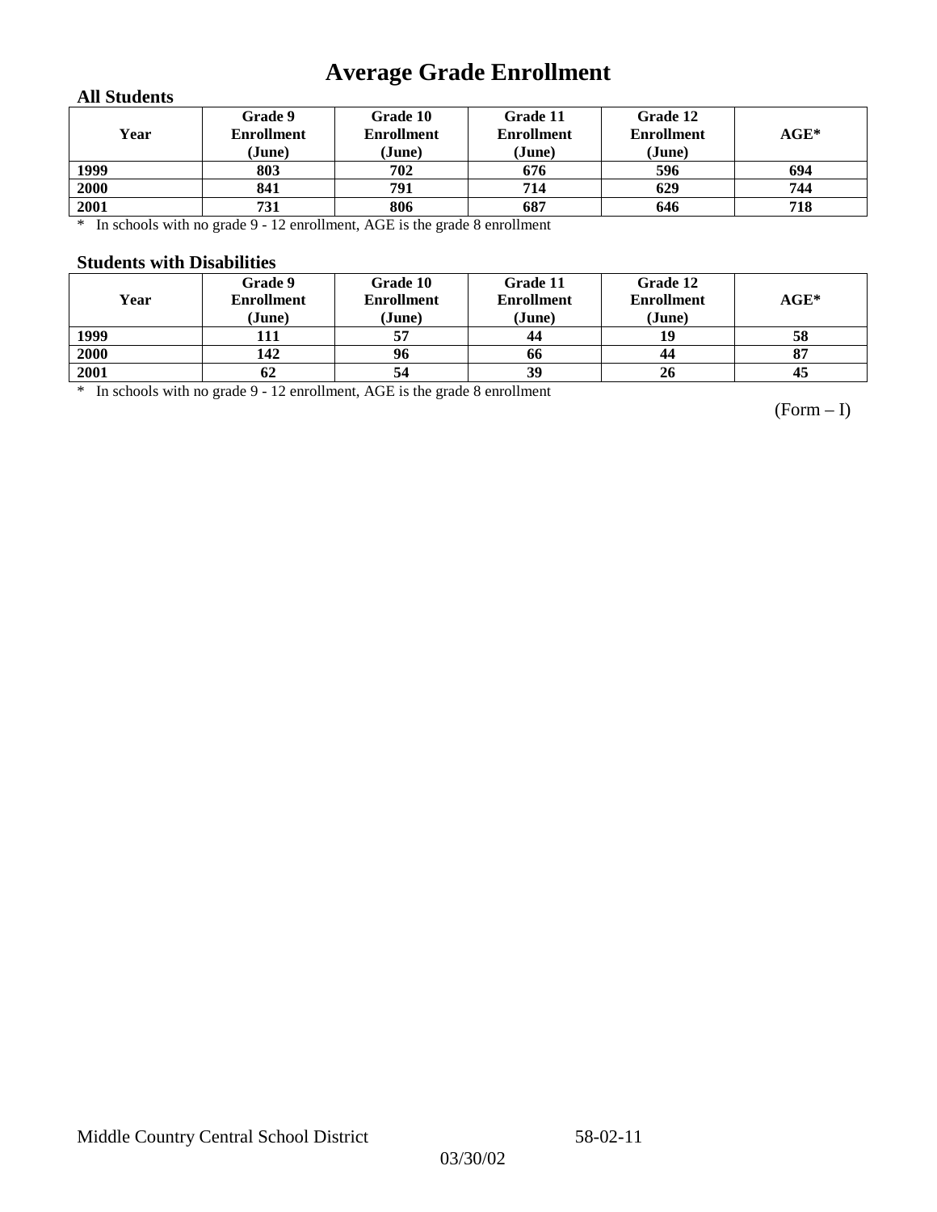# Average Grade Enrollment

### All Students

| Year | Grade 9 Enrollment (June) | Grade 10 Enrollment (June) | Grade 11 Enrollment (June) | Grade 12 Enrollment (June) | AGE* |
|---|---|---|---|---|---|
| 1999 | 803 | 702 | 676 | 596 | 694 |
| 2000 | 841 | 791 | 714 | 629 | 744 |
| 2001 | 731 | 806 | 687 | 646 | 718 |

* In schools with no grade 9 - 12 enrollment, AGE is the grade 8 enrollment

### Students with Disabilities

| Year | Grade 9 Enrollment (June) | Grade 10 Enrollment (June) | Grade 11 Enrollment (June) | Grade 12 Enrollment (June) | AGE* |
|---|---|---|---|---|---|
| 1999 | 111 | 57 | 44 | 19 | 58 |
| 2000 | 142 | 96 | 66 | 44 | 87 |
| 2001 | 62 | 54 | 39 | 26 | 45 |

* In schools with no grade 9 - 12 enrollment, AGE is the grade 8 enrollment

(Form – I)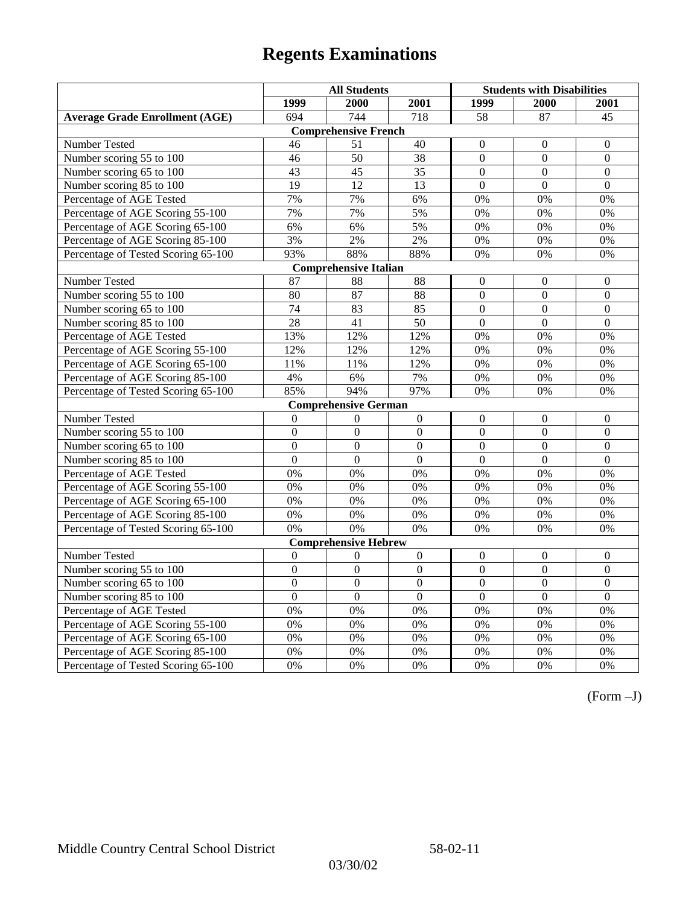# Regents Examinations

| | All Students | | | Students with Disabilities | | |
|---|---|---|---|---|---|---|
| | 1999 | 2000 | 2001 | 1999 | 2000 | 2001 |
| **Average Grade Enrollment (AGE)** | 694 | 744 | 718 | 58 | 87 | 45 |
| **Comprehensive French** | | | | | | |
| Number Tested | 46 | 51 | 40 | 0 | 0 | 0 |
| Number scoring 55 to 100 | 46 | 50 | 38 | 0 | 0 | 0 |
| Number scoring 65 to 100 | 43 | 45 | 35 | 0 | 0 | 0 |
| Number scoring 85 to 100 | 19 | 12 | 13 | 0 | 0 | 0 |
| Percentage of AGE Tested | 7% | 7% | 6% | 0% | 0% | 0% |
| Percentage of AGE Scoring 55-100 | 7% | 7% | 5% | 0% | 0% | 0% |
| Percentage of AGE Scoring 65-100 | 6% | 6% | 5% | 0% | 0% | 0% |
| Percentage of AGE Scoring 85-100 | 3% | 2% | 2% | 0% | 0% | 0% |
| Percentage of Tested Scoring 65-100 | 93% | 88% | 88% | 0% | 0% | 0% |
| **Comprehensive Italian** | | | | | | |
| Number Tested | 87 | 88 | 88 | 0 | 0 | 0 |
| Number scoring 55 to 100 | 80 | 87 | 88 | 0 | 0 | 0 |
| Number scoring 65 to 100 | 74 | 83 | 85 | 0 | 0 | 0 |
| Number scoring 85 to 100 | 28 | 41 | 50 | 0 | 0 | 0 |
| Percentage of AGE Tested | 13% | 12% | 12% | 0% | 0% | 0% |
| Percentage of AGE Scoring 55-100 | 12% | 12% | 12% | 0% | 0% | 0% |
| Percentage of AGE Scoring 65-100 | 11% | 11% | 12% | 0% | 0% | 0% |
| Percentage of AGE Scoring 85-100 | 4% | 6% | 7% | 0% | 0% | 0% |
| Percentage of Tested Scoring 65-100 | 85% | 94% | 97% | 0% | 0% | 0% |
| **Comprehensive German** | | | | | | |
| Number Tested | 0 | 0 | 0 | 0 | 0 | 0 |
| Number scoring 55 to 100 | 0 | 0 | 0 | 0 | 0 | 0 |
| Number scoring 65 to 100 | 0 | 0 | 0 | 0 | 0 | 0 |
| Number scoring 85 to 100 | 0 | 0 | 0 | 0 | 0 | 0 |
| Percentage of AGE Tested | 0% | 0% | 0% | 0% | 0% | 0% |
| Percentage of AGE Scoring 55-100 | 0% | 0% | 0% | 0% | 0% | 0% |
| Percentage of AGE Scoring 65-100 | 0% | 0% | 0% | 0% | 0% | 0% |
| Percentage of AGE Scoring 85-100 | 0% | 0% | 0% | 0% | 0% | 0% |
| Percentage of Tested Scoring 65-100 | 0% | 0% | 0% | 0% | 0% | 0% |
| **Comprehensive Hebrew** | | | | | | |
| Number Tested | 0 | 0 | 0 | 0 | 0 | 0 |
| Number scoring 55 to 100 | 0 | 0 | 0 | 0 | 0 | 0 |
| Number scoring 65 to 100 | 0 | 0 | 0 | 0 | 0 | 0 |
| Number scoring 85 to 100 | 0 | 0 | 0 | 0 | 0 | 0 |
| Percentage of AGE Tested | 0% | 0% | 0% | 0% | 0% | 0% |
| Percentage of AGE Scoring 55-100 | 0% | 0% | 0% | 0% | 0% | 0% |
| Percentage of AGE Scoring 65-100 | 0% | 0% | 0% | 0% | 0% | 0% |
| Percentage of AGE Scoring 85-100 | 0% | 0% | 0% | 0% | 0% | 0% |
| Percentage of Tested Scoring 65-100 | 0% | 0% | 0% | 0% | 0% | 0% |

(Form –J)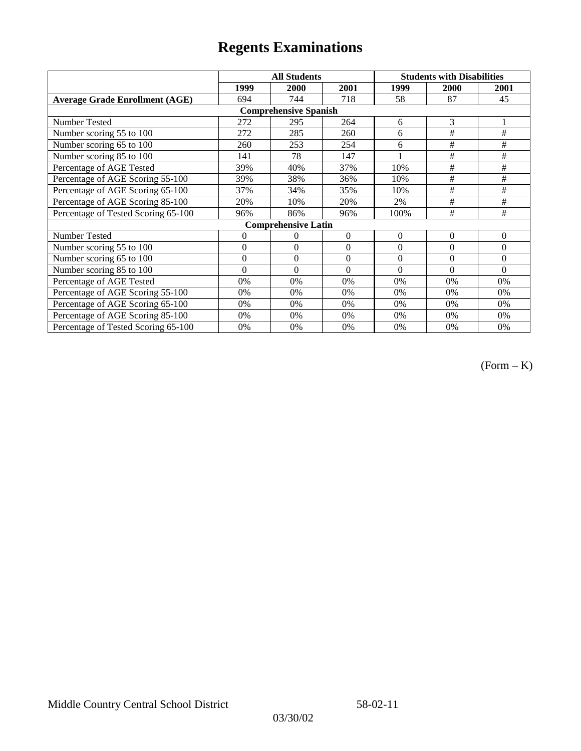# Regents Examinations

| | All Students | | | Students with Disabilities | | |
|---|---|---|---|---|---|---|
| | 1999 | 2000 | 2001 | 1999 | 2000 | 2001 |
| **Average Grade Enrollment (AGE)** | 694 | 744 | 718 | 58 | 87 | 45 |
| **Comprehensive Spanish** | | | | | | |
| Number Tested | 272 | 295 | 264 | 6 | 3 | 1 |
| Number scoring 55 to 100 | 272 | 285 | 260 | 6 | # | # |
| Number scoring 65 to 100 | 260 | 253 | 254 | 6 | # | # |
| Number scoring 85 to 100 | 141 | 78 | 147 | 1 | # | # |
| Percentage of AGE Tested | 39% | 40% | 37% | 10% | # | # |
| Percentage of AGE Scoring 55-100 | 39% | 38% | 36% | 10% | # | # |
| Percentage of AGE Scoring 65-100 | 37% | 34% | 35% | 10% | # | # |
| Percentage of AGE Scoring 85-100 | 20% | 10% | 20% | 2% | # | # |
| Percentage of Tested Scoring 65-100 | 96% | 86% | 96% | 100% | # | # |
| **Comprehensive Latin** | | | | | | |
| Number Tested | 0 | 0 | 0 | 0 | 0 | 0 |
| Number scoring 55 to 100 | 0 | 0 | 0 | 0 | 0 | 0 |
| Number scoring 65 to 100 | 0 | 0 | 0 | 0 | 0 | 0 |
| Number scoring 85 to 100 | 0 | 0 | 0 | 0 | 0 | 0 |
| Percentage of AGE Tested | 0% | 0% | 0% | 0% | 0% | 0% |
| Percentage of AGE Scoring 55-100 | 0% | 0% | 0% | 0% | 0% | 0% |
| Percentage of AGE Scoring 65-100 | 0% | 0% | 0% | 0% | 0% | 0% |
| Percentage of AGE Scoring 85-100 | 0% | 0% | 0% | 0% | 0% | 0% |
| Percentage of Tested Scoring 65-100 | 0% | 0% | 0% | 0% | 0% | 0% |

(Form – K)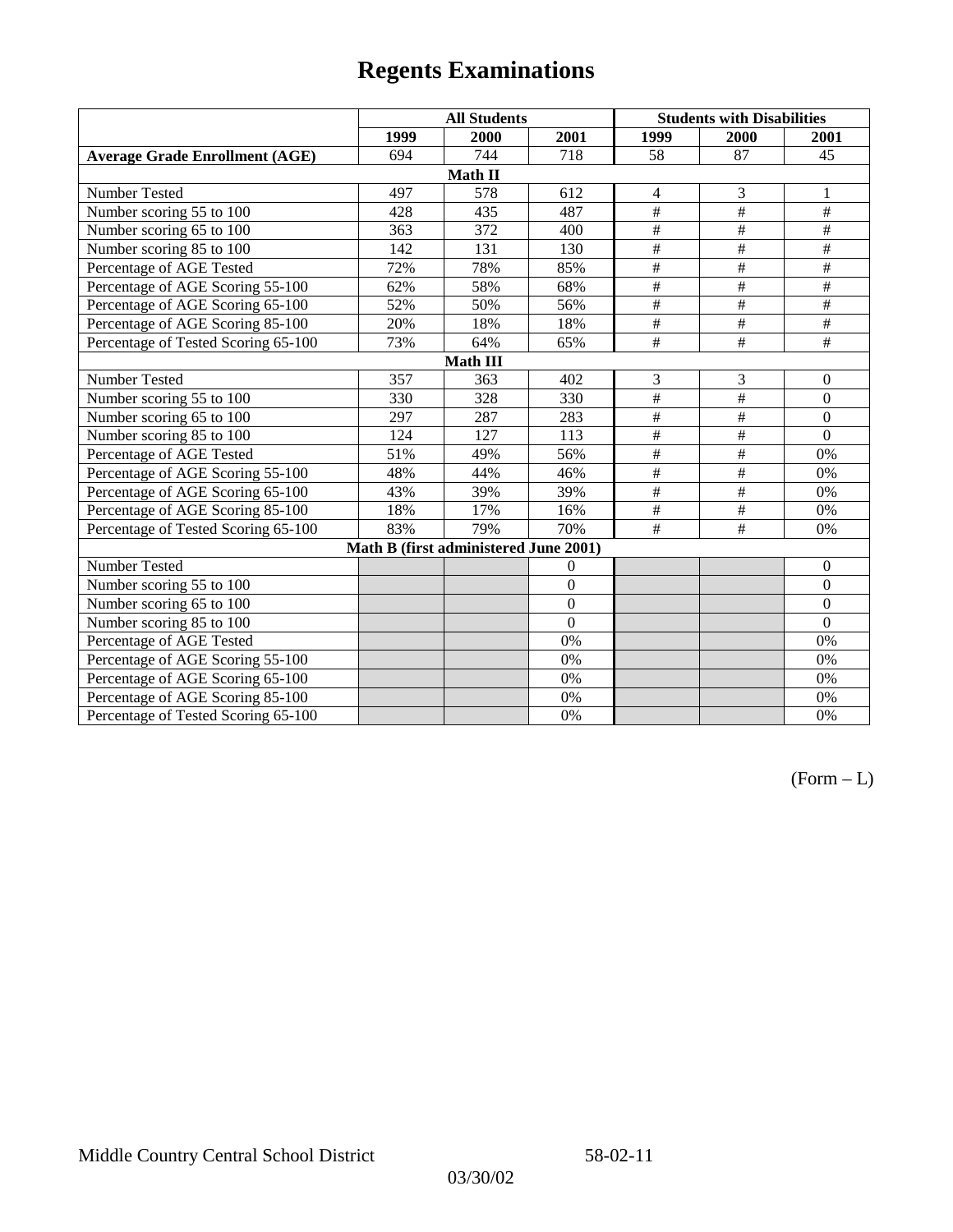# Regents Examinations

| | All Students | | | Students with Disabilities | | |
|---|---|---|---|---|---|---|
| | 1999 | 2000 | 2001 | 1999 | 2000 | 2001 |
| **Average Grade Enrollment (AGE)** | 694 | 744 | 718 | 58 | 87 | 45 |
| **Math II** | | | | | | |
| Number Tested | 497 | 578 | 612 | 4 | 3 | 1 |
| Number scoring 55 to 100 | 428 | 435 | 487 | # | # | # |
| Number scoring 65 to 100 | 363 | 372 | 400 | # | # | # |
| Number scoring 85 to 100 | 142 | 131 | 130 | # | # | # |
| Percentage of AGE Tested | 72% | 78% | 85% | # | # | # |
| Percentage of AGE Scoring 55-100 | 62% | 58% | 68% | # | # | # |
| Percentage of AGE Scoring 65-100 | 52% | 50% | 56% | # | # | # |
| Percentage of AGE Scoring 85-100 | 20% | 18% | 18% | # | # | # |
| Percentage of Tested Scoring 65-100 | 73% | 64% | 65% | # | # | # |
| **Math III** | | | | | | |
| Number Tested | 357 | 363 | 402 | 3 | 3 | 0 |
| Number scoring 55 to 100 | 330 | 328 | 330 | # | # | 0 |
| Number scoring 65 to 100 | 297 | 287 | 283 | # | # | 0 |
| Number scoring 85 to 100 | 124 | 127 | 113 | # | # | 0 |
| Percentage of AGE Tested | 51% | 49% | 56% | # | # | 0% |
| Percentage of AGE Scoring 55-100 | 48% | 44% | 46% | # | # | 0% |
| Percentage of AGE Scoring 65-100 | 43% | 39% | 39% | # | # | 0% |
| Percentage of AGE Scoring 85-100 | 18% | 17% | 16% | # | # | 0% |
| Percentage of Tested Scoring 65-100 | 83% | 79% | 70% | # | # | 0% |
| **Math B (first administered June 2001)** | | | | | | |
| Number Tested | | | 0 | | | 0 |
| Number scoring 55 to 100 | | | 0 | | | 0 |
| Number scoring 65 to 100 | | | 0 | | | 0 |
| Number scoring 85 to 100 | | | 0 | | | 0 |
| Percentage of AGE Tested | | | 0% | | | 0% |
| Percentage of AGE Scoring 55-100 | | | 0% | | | 0% |
| Percentage of AGE Scoring 65-100 | | | 0% | | | 0% |
| Percentage of AGE Scoring 85-100 | | | 0% | | | 0% |
| Percentage of Tested Scoring 65-100 | | | 0% | | | 0% |

(Form – L)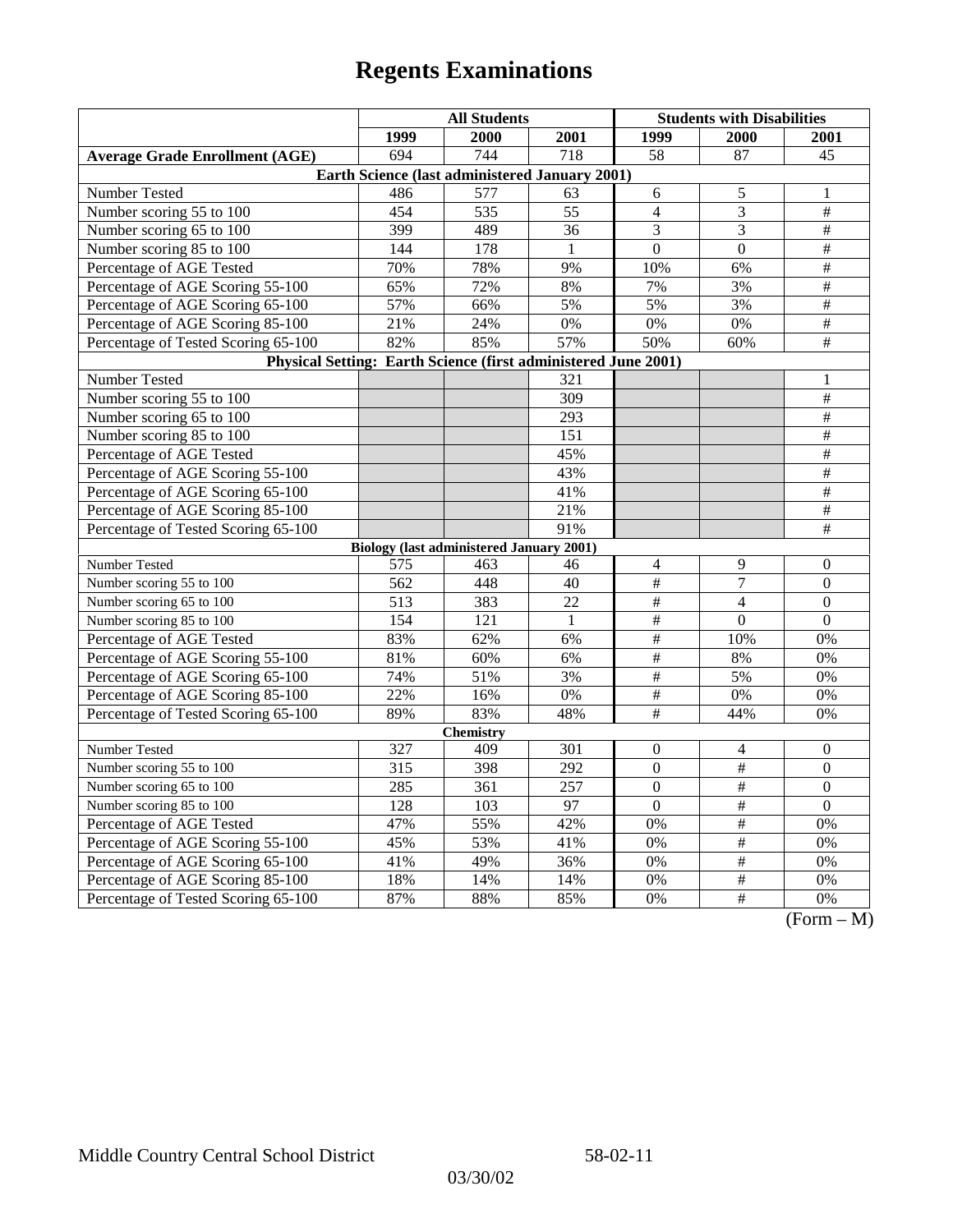# Regents Examinations

| | All Students | | | Students with Disabilities | | |
|---|---|---|---|---|---|---|
| | 1999 | 2000 | 2001 | 1999 | 2000 | 2001 |
| **Average Grade Enrollment (AGE)** | 694 | 744 | 718 | 58 | 87 | 45 |
| **Earth Science (last administered January 2001)** | | | | | | |
| Number Tested | 486 | 577 | 63 | 6 | 5 | 1 |
| Number scoring 55 to 100 | 454 | 535 | 55 | 4 | 3 | # |
| Number scoring 65 to 100 | 399 | 489 | 36 | 3 | 3 | # |
| Number scoring 85 to 100 | 144 | 178 | 1 | 0 | 0 | # |
| Percentage of AGE Tested | 70% | 78% | 9% | 10% | 6% | # |
| Percentage of AGE Scoring 55-100 | 65% | 72% | 8% | 7% | 3% | # |
| Percentage of AGE Scoring 65-100 | 57% | 66% | 5% | 5% | 3% | # |
| Percentage of AGE Scoring 85-100 | 21% | 24% | 0% | 0% | 0% | # |
| Percentage of Tested Scoring 65-100 | 82% | 85% | 57% | 50% | 60% | # |
| **Physical Setting: Earth Science (first administered June 2001)** | | | | | | |
| Number Tested | | | 321 | | | 1 |
| Number scoring 55 to 100 | | | 309 | | | # |
| Number scoring 65 to 100 | | | 293 | | | # |
| Number scoring 85 to 100 | | | 151 | | | # |
| Percentage of AGE Tested | | | 45% | | | # |
| Percentage of AGE Scoring 55-100 | | | 43% | | | # |
| Percentage of AGE Scoring 65-100 | | | 41% | | | # |
| Percentage of AGE Scoring 85-100 | | | 21% | | | # |
| Percentage of Tested Scoring 65-100 | | | 91% | | | # |
| **Biology (last administered January 2001)** | | | | | | |
| Number Tested | 575 | 463 | 46 | 4 | 9 | 0 |
| Number scoring 55 to 100 | 562 | 448 | 40 | # | 7 | 0 |
| Number scoring 65 to 100 | 513 | 383 | 22 | # | 4 | 0 |
| Number scoring 85 to 100 | 154 | 121 | 1 | # | 0 | 0 |
| Percentage of AGE Tested | 83% | 62% | 6% | # | 10% | 0% |
| Percentage of AGE Scoring 55-100 | 81% | 60% | 6% | # | 8% | 0% |
| Percentage of AGE Scoring 65-100 | 74% | 51% | 3% | # | 5% | 0% |
| Percentage of AGE Scoring 85-100 | 22% | 16% | 0% | # | 0% | 0% |
| Percentage of Tested Scoring 65-100 | 89% | 83% | 48% | # | 44% | 0% |
| **Chemistry** | | | | | | |
| Number Tested | 327 | 409 | 301 | 0 | 4 | 0 |
| Number scoring 55 to 100 | 315 | 398 | 292 | 0 | # | 0 |
| Number scoring 65 to 100 | 285 | 361 | 257 | 0 | # | 0 |
| Number scoring 85 to 100 | 128 | 103 | 97 | 0 | # | 0 |
| Percentage of AGE Tested | 47% | 55% | 42% | 0% | # | 0% |
| Percentage of AGE Scoring 55-100 | 45% | 53% | 41% | 0% | # | 0% |
| Percentage of AGE Scoring 65-100 | 41% | 49% | 36% | 0% | # | 0% |
| Percentage of AGE Scoring 85-100 | 18% | 14% | 14% | 0% | # | 0% |
| Percentage of Tested Scoring 65-100 | 87% | 88% | 85% | 0% | # | 0% |

(Form – M)

Middle Country Central School District 58-02-11

03/30/02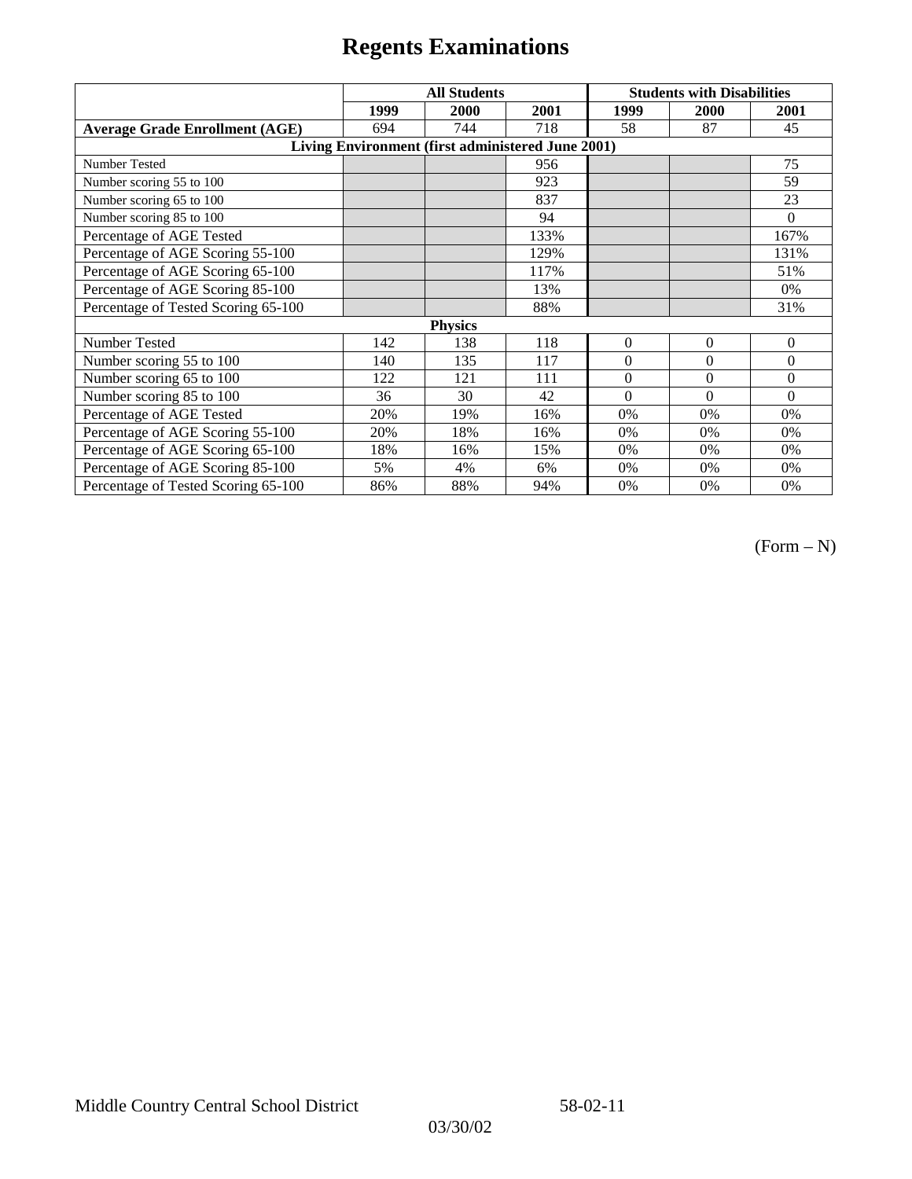# Regents Examinations

| | All Students | | | Students with Disabilities | | |
|---|---|---|---|---|---|---|
| | 1999 | 2000 | 2001 | 1999 | 2000 | 2001 |
| **Average Grade Enrollment (AGE)** | 694 | 744 | 718 | 58 | 87 | 45 |
| **Living Environment (first administered June 2001)** | | | | | | |
| Number Tested | | | 956 | | | 75 |
| Number scoring 55 to 100 | | | 923 | | | 59 |
| Number scoring 65 to 100 | | | 837 | | | 23 |
| Number scoring 85 to 100 | | | 94 | | | 0 |
| Percentage of AGE Tested | | | 133% | | | 167% |
| Percentage of AGE Scoring 55-100 | | | 129% | | | 131% |
| Percentage of AGE Scoring 65-100 | | | 117% | | | 51% |
| Percentage of AGE Scoring 85-100 | | | 13% | | | 0% |
| Percentage of Tested Scoring 65-100 | | | 88% | | | 31% |
| **Physics** | | | | | | |
| Number Tested | 142 | 138 | 118 | 0 | 0 | 0 |
| Number scoring 55 to 100 | 140 | 135 | 117 | 0 | 0 | 0 |
| Number scoring 65 to 100 | 122 | 121 | 111 | 0 | 0 | 0 |
| Number scoring 85 to 100 | 36 | 30 | 42 | 0 | 0 | 0 |
| Percentage of AGE Tested | 20% | 19% | 16% | 0% | 0% | 0% |
| Percentage of AGE Scoring 55-100 | 20% | 18% | 16% | 0% | 0% | 0% |
| Percentage of AGE Scoring 65-100 | 18% | 16% | 15% | 0% | 0% | 0% |
| Percentage of AGE Scoring 85-100 | 5% | 4% | 6% | 0% | 0% | 0% |
| Percentage of Tested Scoring 65-100 | 86% | 88% | 94% | 0% | 0% | 0% |

(Form – N)

Middle Country Central School District 58-02-11

03/30/02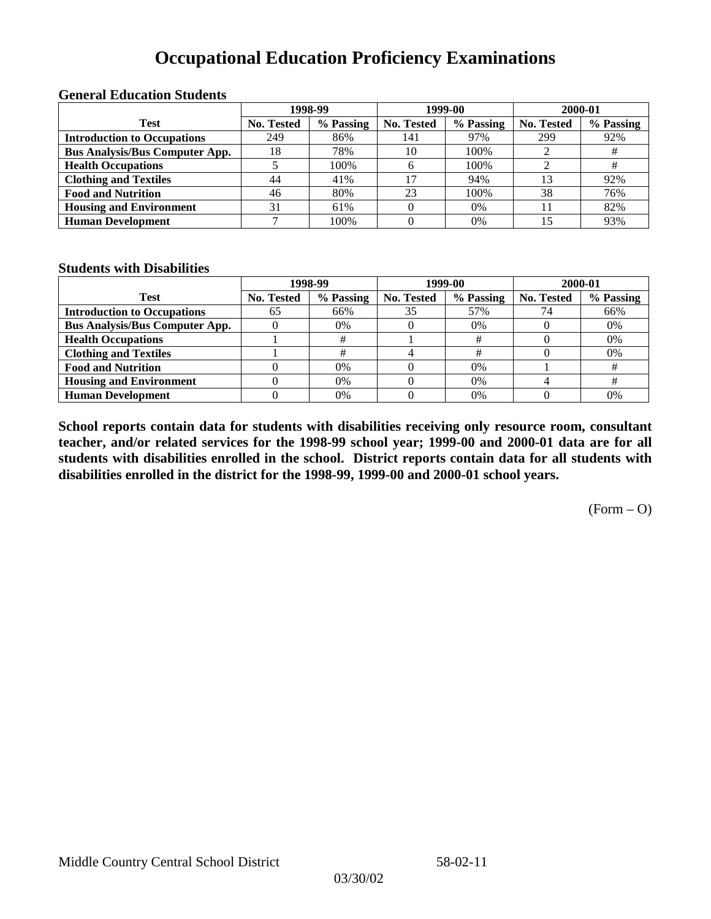# Occupational Education Proficiency Examinations

## General Education Students

| Test | 1998-99 | | 1999-00 | | 2000-01 | |
|---|---|---|---|---|---|---|
| | No. Tested | % Passing | No. Tested | % Passing | No. Tested | % Passing |
| **Introduction to Occupations** | 249 | 86% | 141 | 97% | 299 | 92% |
| **Bus Analysis/Bus Computer App.** | 18 | 78% | 10 | 100% | 2 | # |
| **Health Occupations** | 5 | 100% | 6 | 100% | 2 | # |
| **Clothing and Textiles** | 44 | 41% | 17 | 94% | 13 | 92% |
| **Food and Nutrition** | 46 | 80% | 23 | 100% | 38 | 76% |
| **Housing and Environment** | 31 | 61% | 0 | 0% | 11 | 82% |
| **Human Development** | 7 | 100% | 0 | 0% | 15 | 93% |

## Students with Disabilities

| Test | 1998-99 | | 1999-00 | | 2000-01 | |
|---|---|---|---|---|---|---|
| | No. Tested | % Passing | No. Tested | % Passing | No. Tested | % Passing |
| **Introduction to Occupations** | 65 | 66% | 35 | 57% | 74 | 66% |
| **Bus Analysis/Bus Computer App.** | 0 | 0% | 0 | 0% | 0 | 0% |
| **Health Occupations** | 1 | # | 1 | # | 0 | 0% |
| **Clothing and Textiles** | 1 | # | 4 | # | 0 | 0% |
| **Food and Nutrition** | 0 | 0% | 0 | 0% | 1 | # |
| **Housing and Environment** | 0 | 0% | 0 | 0% | 4 | # |
| **Human Development** | 0 | 0% | 0 | 0% | 0 | 0% |

**School reports contain data for students with disabilities receiving only resource room, consultant teacher, and/or related services for the 1998-99 school year; 1999-00 and 2000-01 data are for all students with disabilities enrolled in the school. District reports contain data for all students with disabilities enrolled in the district for the 1998-99, 1999-00 and 2000-01 school years.**

(Form – O)

Middle Country Central School District 58-02-11

03/30/02